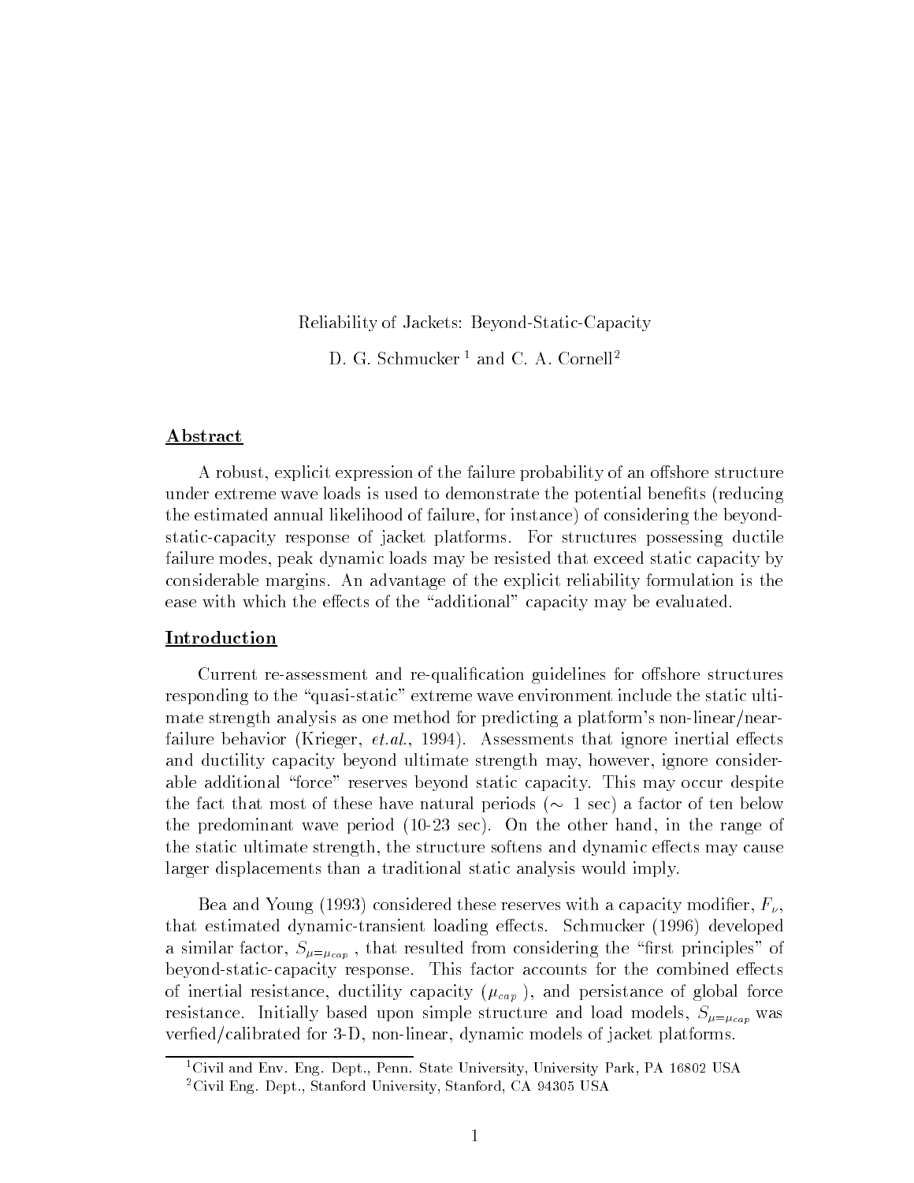# Reliability of Jackets: Beyond-Static-Capacity

D. G. Schmucker [1] and C. A. Cornell[2]

## Abstract

A robust, explicit expression of the failure probability of an offshore structure under extreme wave loads is used to demonstrate the potential benefits (reducing the estimated annual likelihood of failure, for instance) of considering the beyond-static-capacity response of jacket platforms. For structures possessing ductile failure modes, peak dynamic loads may be resisted that exceed static capacity by considerable margins. An advantage of the explicit reliability formulation is the ease with which the effects of the "additional" capacity may be evaluated.

## Introduction

Current re-assessment and re-qualification guidelines for offshore structures responding to the "quasi-static" extreme wave environment include the static ultimate strength analysis as one method for predicting a platform's non-linear/near-failure behavior (Krieger, *et.al.*, 1994). Assessments that ignore inertial effects and ductility capacity beyond ultimate strength may, however, ignore considerable additional "force" reserves beyond static capacity. This may occur despite the fact that most of these have natural periods ($\sim$ 1 sec) a factor of ten below the predominant wave period (10-23 sec). On the other hand, in the range of the static ultimate strength, the structure softens and dynamic effects may cause larger displacements than a traditional static analysis would imply.

Bea and Young (1993) considered these reserves with a capacity modifier, $F_{\nu}$, that estimated dynamic-transient loading effects. Schmucker (1996) developed a similar factor, $S_{\mu=\mu_{cap}}$, that resulted from considering the "first principles" of beyond-static-capacity response. This factor accounts for the combined effects of inertial resistance, ductility capacity ($\mu_{cap}$), and persistance of global force resistance. Initially based upon simple structure and load models, $S_{\mu=\mu_{cap}}$ was verfied/calibrated for 3-D, non-linear, dynamic models of jacket platforms.

[1] Civil and Env. Eng. Dept., Penn. State University, University Park, PA 16802 USA

[2] Civil Eng. Dept., Stanford University, Stanford, CA 94305 USA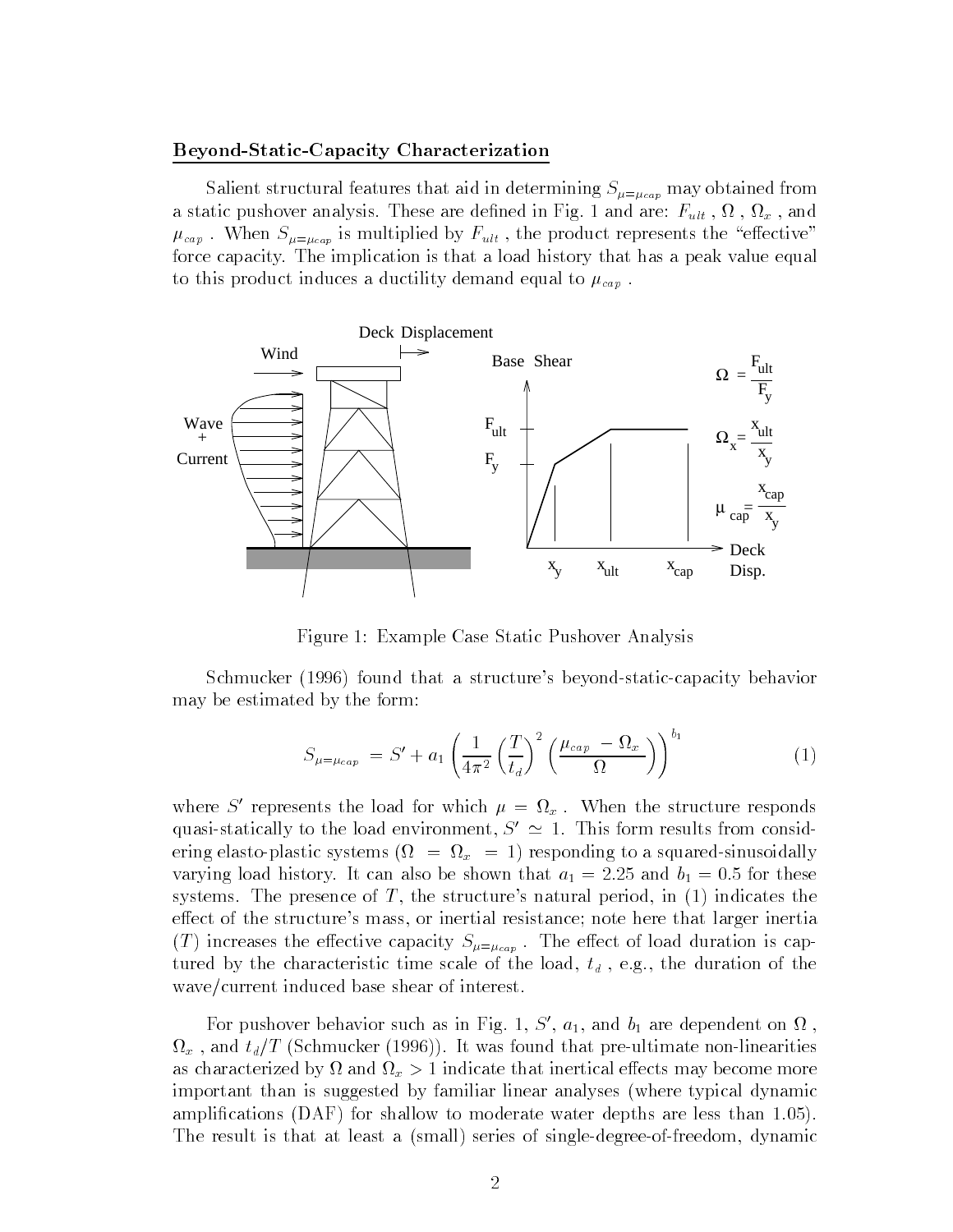## Beyond-Static-Capacity Characterization

Salient structural features that aid in determining $S_{\mu=\mu_{cap}}$ may obtained from a static pushover analysis. These are defined in Fig. 1 and are: $F_{ult}$ , $\Omega$ , $\Omega_x$ , and $\mu_{cap}$ . When $S_{\mu=\mu_{cap}}$ is multiplied by $F_{ult}$ , the product represents the "effective" force capacity. The implication is that a load history that has a peak value equal to this product induces a ductility demand equal to $\mu_{cap}$ .

Figure 1: Example Case Static Pushover Analysis

Schmucker (1996) found that a structure's beyond-static-capacity behavior may be estimated by the form:

$$S_{\mu=\mu_{cap}} = S' + a_1 \left( \frac{1}{4\pi^2} \left( \frac{T}{t_d} \right)^2 \left( \frac{\mu_{cap} - \Omega_x}{\Omega} \right) \right)^{b_1} \tag{1}$$

where $S'$ represents the load for which $\mu = \Omega_x$ . When the structure responds quasi-statically to the load environment, $S' \simeq 1$. This form results from considering elasto-plastic systems ($\Omega = \Omega_x = 1$) responding to a squared-sinusoidally varying load history. It can also be shown that $a_1 = 2.25$ and $b_1 = 0.5$ for these systems. The presence of $T$, the structure's natural period, in (1) indicates the effect of the structure's mass, or inertial resistance; note here that larger inertia ($T$) increases the effective capacity $S_{\mu=\mu_{cap}}$ . The effect of load duration is captured by the characteristic time scale of the load, $t_d$ , e.g., the duration of the wave/current induced base shear of interest.

For pushover behavior such as in Fig. 1, $S'$, $a_1$, and $b_1$ are dependent on $\Omega$ , $\Omega_x$ , and $t_d/T$ (Schmucker (1996)). It was found that pre-ultimate non-linearities as characterized by $\Omega$ and $\Omega_x > 1$ indicate that inertical effects may become more important than is suggested by familiar linear analyses (where typical dynamic amplifications (DAF) for shallow to moderate water depths are less than 1.05). The result is that at least a (small) series of single-degree-of-freedom, dynamic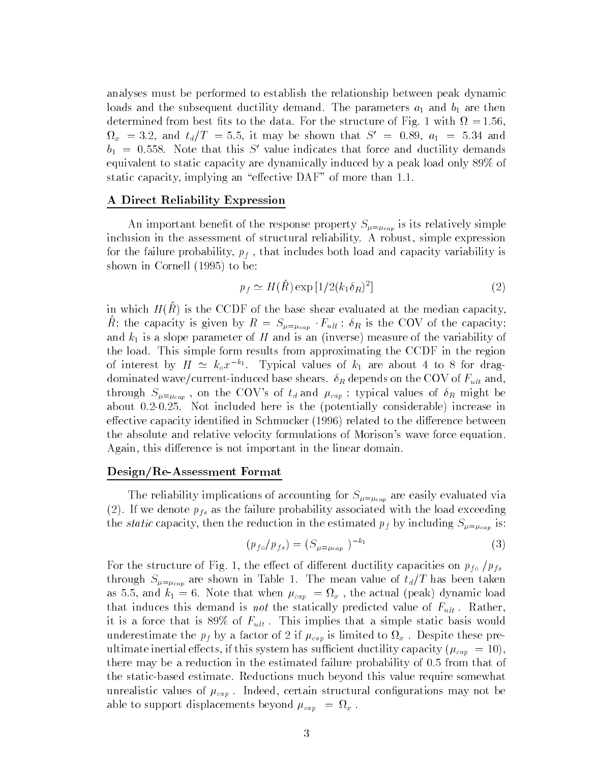analyses must be performed to establish the relationship between peak dynamic loads and the subsequent ductility demand. The parameters $a_1$ and $b_1$ are then determined from best fits to the data. For the structure of Fig. 1 with $\Omega = 1.56$, $\Omega_x = 3.2$, and $t_d/T = 5.5$, it may be shown that $S' = 0.89$, $a_1 = 5.34$ and $b_1 = 0.558$. Note that this $S'$ value indicates that force and ductility demands equivalent to static capacity are dynamically induced by a peak load only 89% of static capacity, implying an "effective DAF" of more than 1.1.

## A Direct Reliability Expression

An important benefit of the response property $S_{\mu=\mu_{cap}}$ is its relatively simple inclusion in the assessment of structural reliability. A robust, simple expression for the failure probability, $p_f$, that includes both load and capacity variability is shown in Cornell (1995) to be:

$$p_f \simeq H(\hat{R}) \exp\left[1/2(k_1 \delta_R)^2\right] \tag{2}$$

in which $H(\hat{R})$ is the CCDF of the base shear evaluated at the median capacity, $\hat{R}$; the capacity is given by $R = S_{\mu=\mu_{cap}} \cdot F_{ult}$; $\delta_R$ is the COV of the capacity; and $k_1$ is a slope parameter of $H$ and is an (inverse) measure of the variability of the load. This simple form results from approximating the CCDF in the region of interest by $H \simeq k_o x^{-k_1}$. Typical values of $k_1$ are about 4 to 8 for drag-dominated wave/current-induced base shears. $\delta_R$ depends on the COV of $F_{ult}$ and, through $S_{\mu=\mu_{cap}}$, on the COV's of $t_d$ and $\mu_{cap}$; typical values of $\delta_R$ might be about 0.2-0.25. Not included here is the (potentially considerable) increase in effective capacity identified in Schmucker (1996) related to the difference between the absolute and relative velocity formulations of Morison's wave force equation. Again, this difference is not important in the linear domain.

## Design/Re-Assessment Format

The reliability implications of accounting for $S_{\mu=\mu_{cap}}$ are easily evaluated via (2). If we denote $p_{fs}$ as the failure probability associated with the load exceeding the *static* capacity, then the reduction in the estimated $p_f$ by including $S_{\mu=\mu_{cap}}$ is:

$$(p_{fo}/p_{fs}) = (S_{\mu=\mu_{cap}})^{-k_1} \tag{3}$$

For the structure of Fig. 1, the effect of different ductility capacities on $p_{fo}/p_{fs}$ through $S_{\mu=\mu_{cap}}$ are shown in Table 1. The mean value of $t_d/T$ has been taken as 5.5, and $k_1 = 6$. Note that when $\mu_{cap} = \Omega_x$, the actual (peak) dynamic load that induces this demand is *not* the statically predicted value of $F_{ult}$. Rather, it is a force that is 89% of $F_{ult}$. This implies that a simple static basis would underestimate the $p_f$ by a factor of 2 if $\mu_{cap}$ is limited to $\Omega_x$. Despite these pre-ultimate inertial effects, if this system has sufficient ductility capacity ($\mu_{cap} = 10$), there may be a reduction in the estimated failure probability of 0.5 from that of the static-based estimate. Reductions much beyond this value require somewhat unrealistic values of $\mu_{cap}$. Indeed, certain structural configurations may not be able to support displacements beyond $\mu_{cap} = \Omega_x$.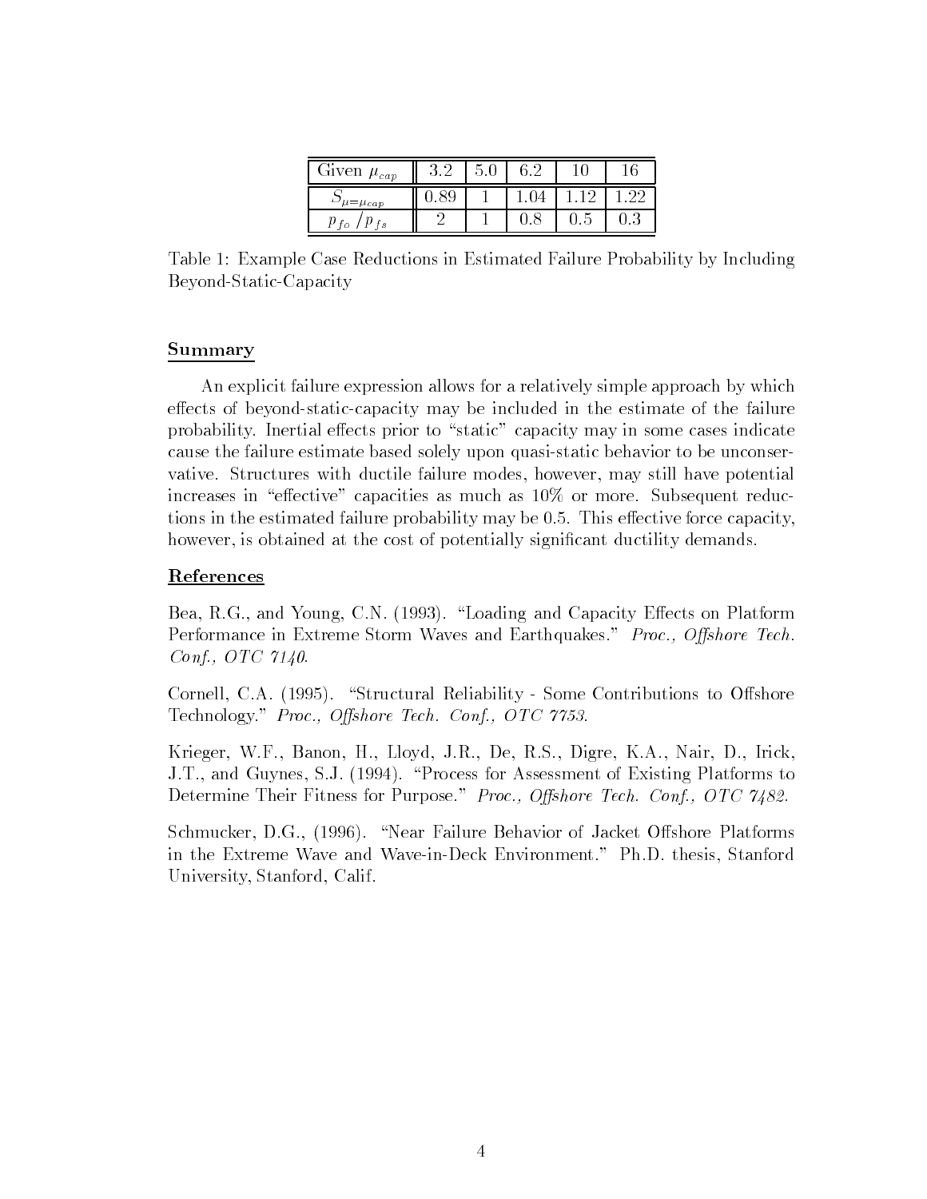| Given $\mu_{cap}$ | 3.2 | 5.0 | 6.2 | 10 | 16 |
|---|---|---|---|---|---|
| $S_{\mu=\mu_{cap}}$ | 0.89 | 1 | 1.04 | 1.12 | 1.22 |
| $p_{fo}/p_{fs}$ | 2 | 1 | 0.8 | 0.5 | 0.3 |

Table 1: Example Case Reductions in Estimated Failure Probability by Including Beyond-Static-Capacity

## Summary

An explicit failure expression allows for a relatively simple approach by which effects of beyond-static-capacity may be included in the estimate of the failure probability. Inertial effects prior to "static" capacity may in some cases indicate cause the failure estimate based solely upon quasi-static behavior to be unconservative. Structures with ductile failure modes, however, may still have potential increases in "effective" capacities as much as 10% or more. Subsequent reductions in the estimated failure probability may be 0.5. This effective force capacity, however, is obtained at the cost of potentially significant ductility demands.

## References

Bea, R.G., and Young, C.N. (1993). "Loading and Capacity Effects on Platform Performance in Extreme Storm Waves and Earthquakes." *Proc., Offshore Tech. Conf., OTC 7140*.

Cornell, C.A. (1995). "Structural Reliability - Some Contributions to Offshore Technology." *Proc., Offshore Tech. Conf., OTC 7753*.

Krieger, W.F., Banon, H., Lloyd, J.R., De, R.S., Digre, K.A., Nair, D., Irick, J.T., and Guynes, S.J. (1994). "Process for Assessment of Existing Platforms to Determine Their Fitness for Purpose." *Proc., Offshore Tech. Conf., OTC 7482.*

Schmucker, D.G., (1996). "Near Failure Behavior of Jacket Offshore Platforms in the Extreme Wave and Wave-in-Deck Environment." Ph.D. thesis, Stanford University, Stanford, Calif.